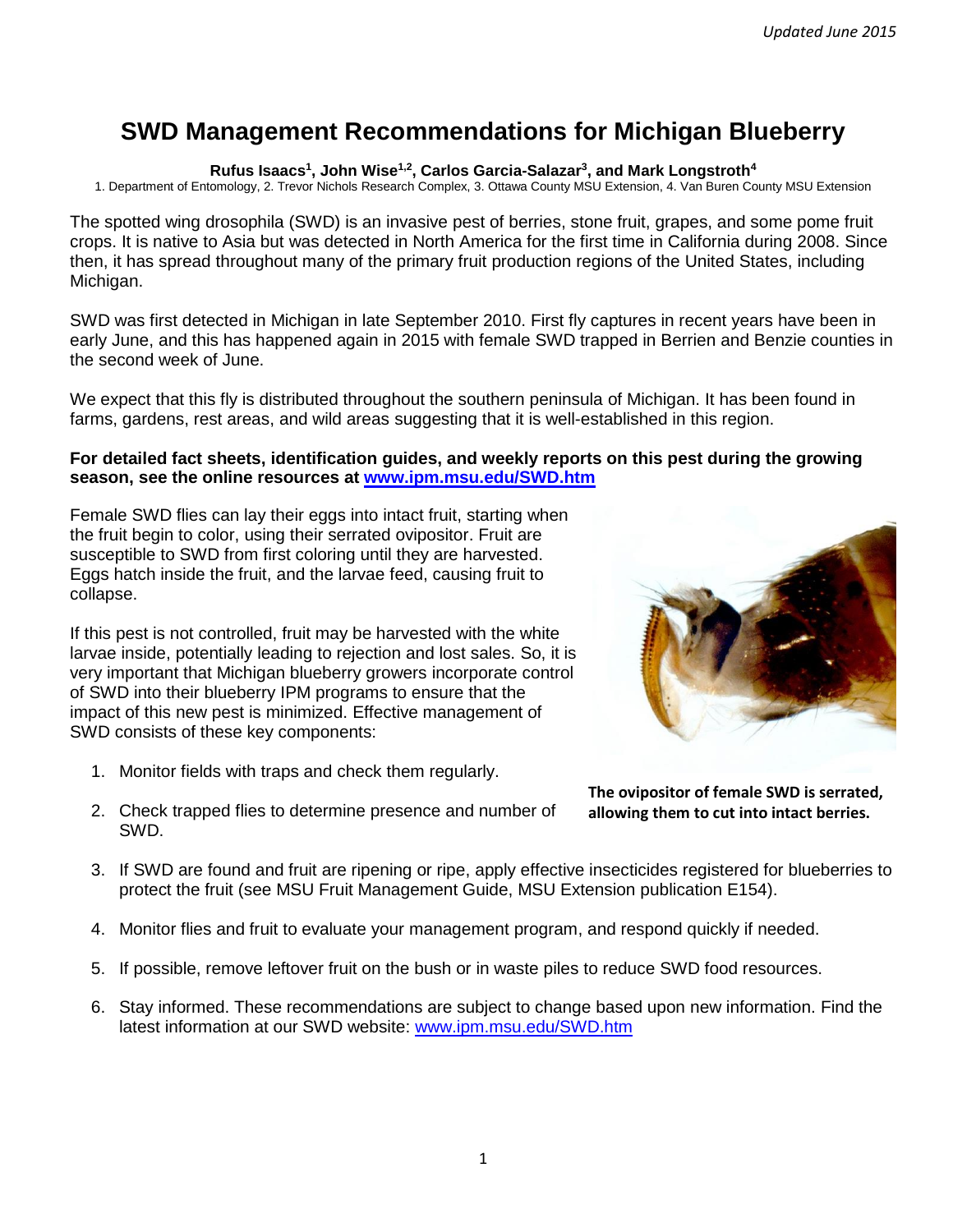*Updated June 2015*

# SWD Management Recommendations for Michigan Blueberry

**Rufus Isaacs[1], John Wise[1,2], Carlos Garcia-Salazar[3], and Mark Longstroth[4]**

1. Department of Entomology, 2. Trevor Nichols Research Complex, 3. Ottawa County MSU Extension, 4. Van Buren County MSU Extension

The spotted wing drosophila (SWD) is an invasive pest of berries, stone fruit, grapes, and some pome fruit crops. It is native to Asia but was detected in North America for the first time in California during 2008. Since then, it has spread throughout many of the primary fruit production regions of the United States, including Michigan.

SWD was first detected in Michigan in late September 2010. First fly captures in recent years have been in early June, and this has happened again in 2015 with female SWD trapped in Berrien and Benzie counties in the second week of June.

We expect that this fly is distributed throughout the southern peninsula of Michigan. It has been found in farms, gardens, rest areas, and wild areas suggesting that it is well-established in this region.

**For detailed fact sheets, identification guides, and weekly reports on this pest during the growing season, see the online resources at [www.ipm.msu.edu/SWD.htm](www.ipm.msu.edu/SWD.htm)**

Female SWD flies can lay their eggs into intact fruit, starting when the fruit begin to color, using their serrated ovipositor. Fruit are susceptible to SWD from first coloring until they are harvested. Eggs hatch inside the fruit, and the larvae feed, causing fruit to collapse.

**The ovipositor of female SWD is serrated, allowing them to cut into intact berries.**

If this pest is not controlled, fruit may be harvested with the white larvae inside, potentially leading to rejection and lost sales. So, it is very important that Michigan blueberry growers incorporate control of SWD into their blueberry IPM programs to ensure that the impact of this new pest is minimized. Effective management of SWD consists of these key components:

1. Monitor fields with traps and check them regularly.
2. Check trapped flies to determine presence and number of SWD.
3. If SWD are found and fruit are ripening or ripe, apply effective insecticides registered for blueberries to protect the fruit (see MSU Fruit Management Guide, MSU Extension publication E154).
4. Monitor flies and fruit to evaluate your management program, and respond quickly if needed.
5. If possible, remove leftover fruit on the bush or in waste piles to reduce SWD food resources.
6. Stay informed. These recommendations are subject to change based upon new information. Find the latest information at our SWD website: [www.ipm.msu.edu/SWD.htm](www.ipm.msu.edu/SWD.htm)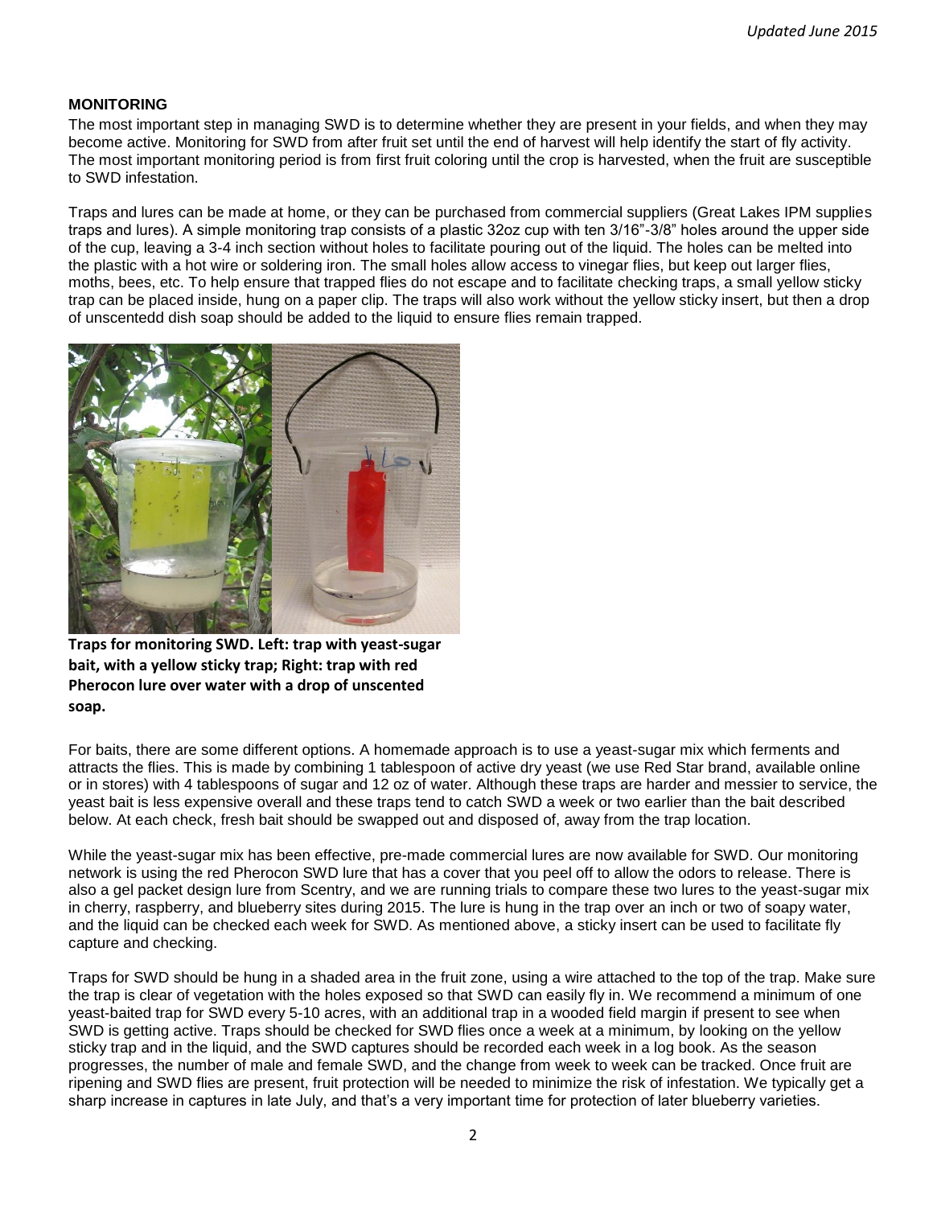## MONITORING

The most important step in managing SWD is to determine whether they are present in your fields, and when they may become active. Monitoring for SWD from after fruit set until the end of harvest will help identify the start of fly activity. The most important monitoring period is from first fruit coloring until the crop is harvested, when the fruit are susceptible to SWD infestation.

Traps and lures can be made at home, or they can be purchased from commercial suppliers (Great Lakes IPM supplies traps and lures). A simple monitoring trap consists of a plastic 32oz cup with ten 3/16"-3/8" holes around the upper side of the cup, leaving a 3-4 inch section without holes to facilitate pouring out of the liquid. The holes can be melted into the plastic with a hot wire or soldering iron. The small holes allow access to vinegar flies, but keep out larger flies, moths, bees, etc. To help ensure that trapped flies do not escape and to facilitate checking traps, a small yellow sticky trap can be placed inside, hung on a paper clip. The traps will also work without the yellow sticky insert, but then a drop of unscentedd dish soap should be added to the liquid to ensure flies remain trapped.

**Traps for monitoring SWD. Left: trap with yeast-sugar bait, with a yellow sticky trap; Right: trap with red Pherocon lure over water with a drop of unscented soap.**

For baits, there are some different options. A homemade approach is to use a yeast-sugar mix which ferments and attracts the flies. This is made by combining 1 tablespoon of active dry yeast (we use Red Star brand, available online or in stores) with 4 tablespoons of sugar and 12 oz of water. Although these traps are harder and messier to service, the yeast bait is less expensive overall and these traps tend to catch SWD a week or two earlier than the bait described below. At each check, fresh bait should be swapped out and disposed of, away from the trap location.

While the yeast-sugar mix has been effective, pre-made commercial lures are now available for SWD. Our monitoring network is using the red Pherocon SWD lure that has a cover that you peel off to allow the odors to release. There is also a gel packet design lure from Scentry, and we are running trials to compare these two lures to the yeast-sugar mix in cherry, raspberry, and blueberry sites during 2015. The lure is hung in the trap over an inch or two of soapy water, and the liquid can be checked each week for SWD. As mentioned above, a sticky insert can be used to facilitate fly capture and checking.

Traps for SWD should be hung in a shaded area in the fruit zone, using a wire attached to the top of the trap. Make sure the trap is clear of vegetation with the holes exposed so that SWD can easily fly in. We recommend a minimum of one yeast-baited trap for SWD every 5-10 acres, with an additional trap in a wooded field margin if present to see when SWD is getting active. Traps should be checked for SWD flies once a week at a minimum, by looking on the yellow sticky trap and in the liquid, and the SWD captures should be recorded each week in a log book. As the season progresses, the number of male and female SWD, and the change from week to week can be tracked. Once fruit are ripening and SWD flies are present, fruit protection will be needed to minimize the risk of infestation. We typically get a sharp increase in captures in late July, and that's a very important time for protection of later blueberry varieties.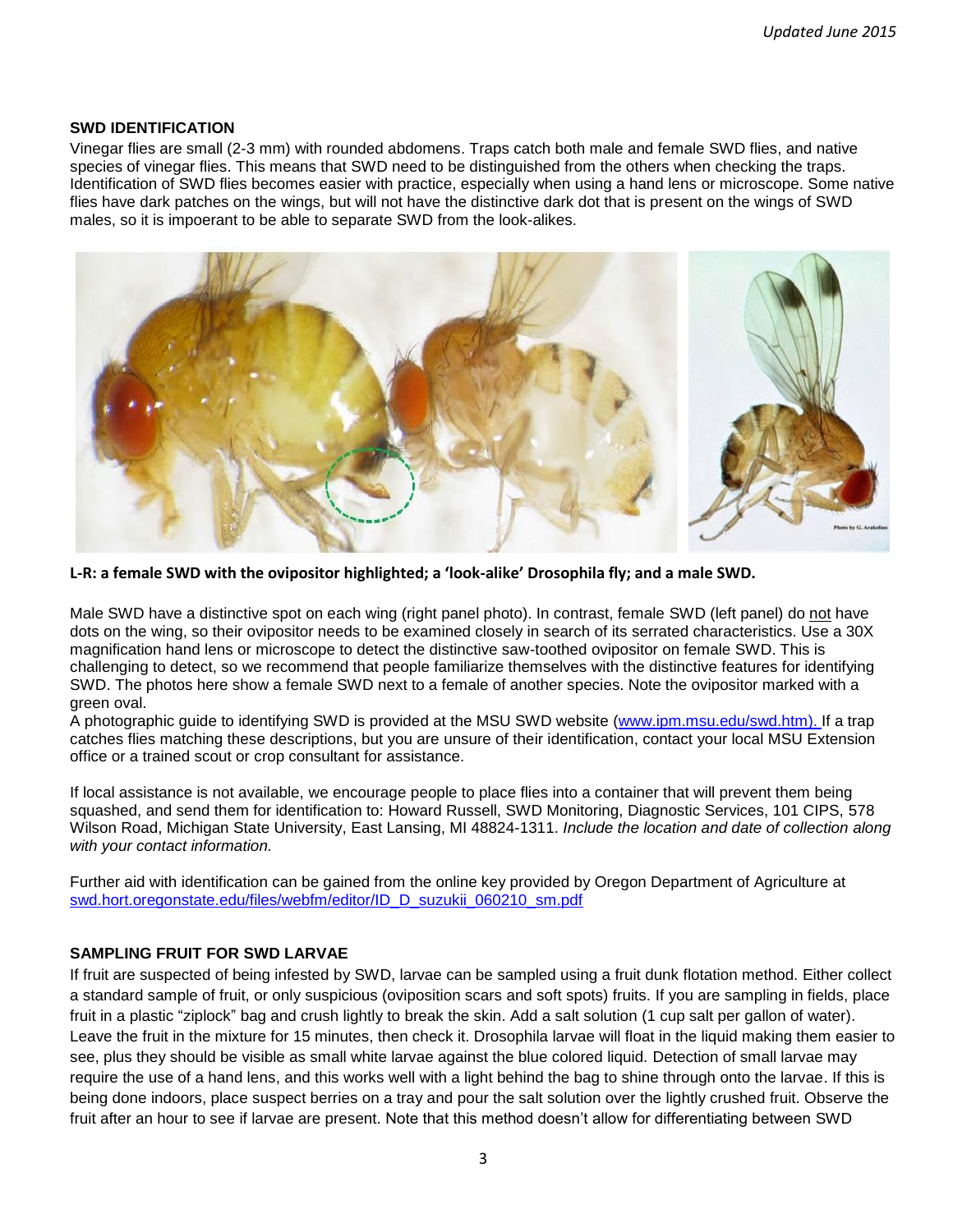## SWD IDENTIFICATION

Vinegar flies are small (2-3 mm) with rounded abdomens. Traps catch both male and female SWD flies, and native species of vinegar flies. This means that SWD need to be distinguished from the others when checking the traps. Identification of SWD flies becomes easier with practice, especially when using a hand lens or microscope. Some native flies have dark patches on the wings, but will not have the distinctive dark dot that is present on the wings of SWD males, so it is impoerant to be able to separate SWD from the look-alikes.

**L-R: a female SWD with the ovipositor highlighted; a 'look-alike' Drosophila fly; and a male SWD.**

Male SWD have a distinctive spot on each wing (right panel photo). In contrast, female SWD (left panel) do not have dots on the wing, so their ovipositor needs to be examined closely in search of its serrated characteristics. Use a 30X magnification hand lens or microscope to detect the distinctive saw-toothed ovipositor on female SWD. This is challenging to detect, so we recommend that people familiarize themselves with the distinctive features for identifying SWD. The photos here show a female SWD next to a female of another species. Note the ovipositor marked with a green oval.

A photographic guide to identifying SWD is provided at the MSU SWD website (www.ipm.msu.edu/swd.htm). If a trap catches flies matching these descriptions, but you are unsure of their identification, contact your local MSU Extension office or a trained scout or crop consultant for assistance.

If local assistance is not available, we encourage people to place flies into a container that will prevent them being squashed, and send them for identification to: Howard Russell, SWD Monitoring, Diagnostic Services, 101 CIPS, 578 Wilson Road, Michigan State University, East Lansing, MI 48824-1311. *Include the location and date of collection along with your contact information.*

Further aid with identification can be gained from the online key provided by Oregon Department of Agriculture at swd.hort.oregonstate.edu/files/webfm/editor/ID_D_suzukii_060210_sm.pdf

## SAMPLING FRUIT FOR SWD LARVAE

If fruit are suspected of being infested by SWD, larvae can be sampled using a fruit dunk flotation method. Either collect a standard sample of fruit, or only suspicious (oviposition scars and soft spots) fruits. If you are sampling in fields, place fruit in a plastic "ziplock" bag and crush lightly to break the skin. Add a salt solution (1 cup salt per gallon of water). Leave the fruit in the mixture for 15 minutes, then check it. Drosophila larvae will float in the liquid making them easier to see, plus they should be visible as small white larvae against the blue colored liquid. Detection of small larvae may require the use of a hand lens, and this works well with a light behind the bag to shine through onto the larvae. If this is being done indoors, place suspect berries on a tray and pour the salt solution over the lightly crushed fruit. Observe the fruit after an hour to see if larvae are present. Note that this method doesn't allow for differentiating between SWD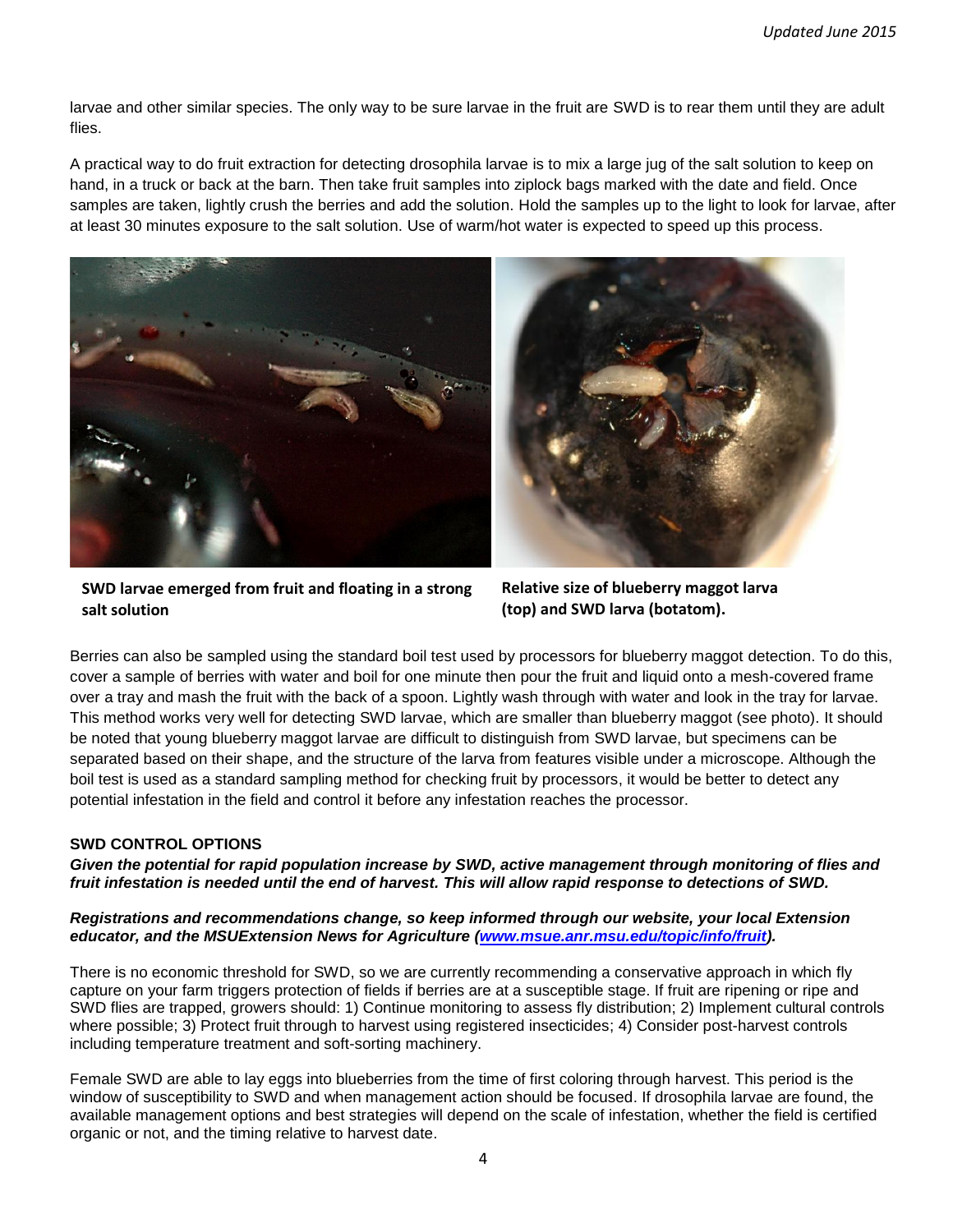larvae and other similar species. The only way to be sure larvae in the fruit are SWD is to rear them until they are adult flies.

A practical way to do fruit extraction for detecting drosophila larvae is to mix a large jug of the salt solution to keep on hand, in a truck or back at the barn. Then take fruit samples into ziplock bags marked with the date and field. Once samples are taken, lightly crush the berries and add the solution. Hold the samples up to the light to look for larvae, after at least 30 minutes exposure to the salt solution. Use of warm/hot water is expected to speed up this process.

**SWD larvae emerged from fruit and floating in a strong salt solution**

**Relative size of blueberry maggot larva (top) and SWD larva (botatom).**

Berries can also be sampled using the standard boil test used by processors for blueberry maggot detection. To do this, cover a sample of berries with water and boil for one minute then pour the fruit and liquid onto a mesh-covered frame over a tray and mash the fruit with the back of a spoon. Lightly wash through with water and look in the tray for larvae. This method works very well for detecting SWD larvae, which are smaller than blueberry maggot (see photo). It should be noted that young blueberry maggot larvae are difficult to distinguish from SWD larvae, but specimens can be separated based on their shape, and the structure of the larva from features visible under a microscope. Although the boil test is used as a standard sampling method for checking fruit by processors, it would be better to detect any potential infestation in the field and control it before any infestation reaches the processor.

**SWD CONTROL OPTIONS**

***Given the potential for rapid population increase by SWD, active management through monitoring of flies and fruit infestation is needed until the end of harvest. This will allow rapid response to detections of SWD.***

***Registrations and recommendations change, so keep informed through our website, your local Extension educator, and the MSUExtension News for Agriculture ([www.msue.anr.msu.edu/topic/info/fruit](www.msue.anr.msu.edu/topic/info/fruit)).***

There is no economic threshold for SWD, so we are currently recommending a conservative approach in which fly capture on your farm triggers protection of fields if berries are at a susceptible stage. If fruit are ripening or ripe and SWD flies are trapped, growers should: 1) Continue monitoring to assess fly distribution; 2) Implement cultural controls where possible; 3) Protect fruit through to harvest using registered insecticides; 4) Consider post-harvest controls including temperature treatment and soft-sorting machinery.

Female SWD are able to lay eggs into blueberries from the time of first coloring through harvest. This period is the window of susceptibility to SWD and when management action should be focused. If drosophila larvae are found, the available management options and best strategies will depend on the scale of infestation, whether the field is certified organic or not, and the timing relative to harvest date.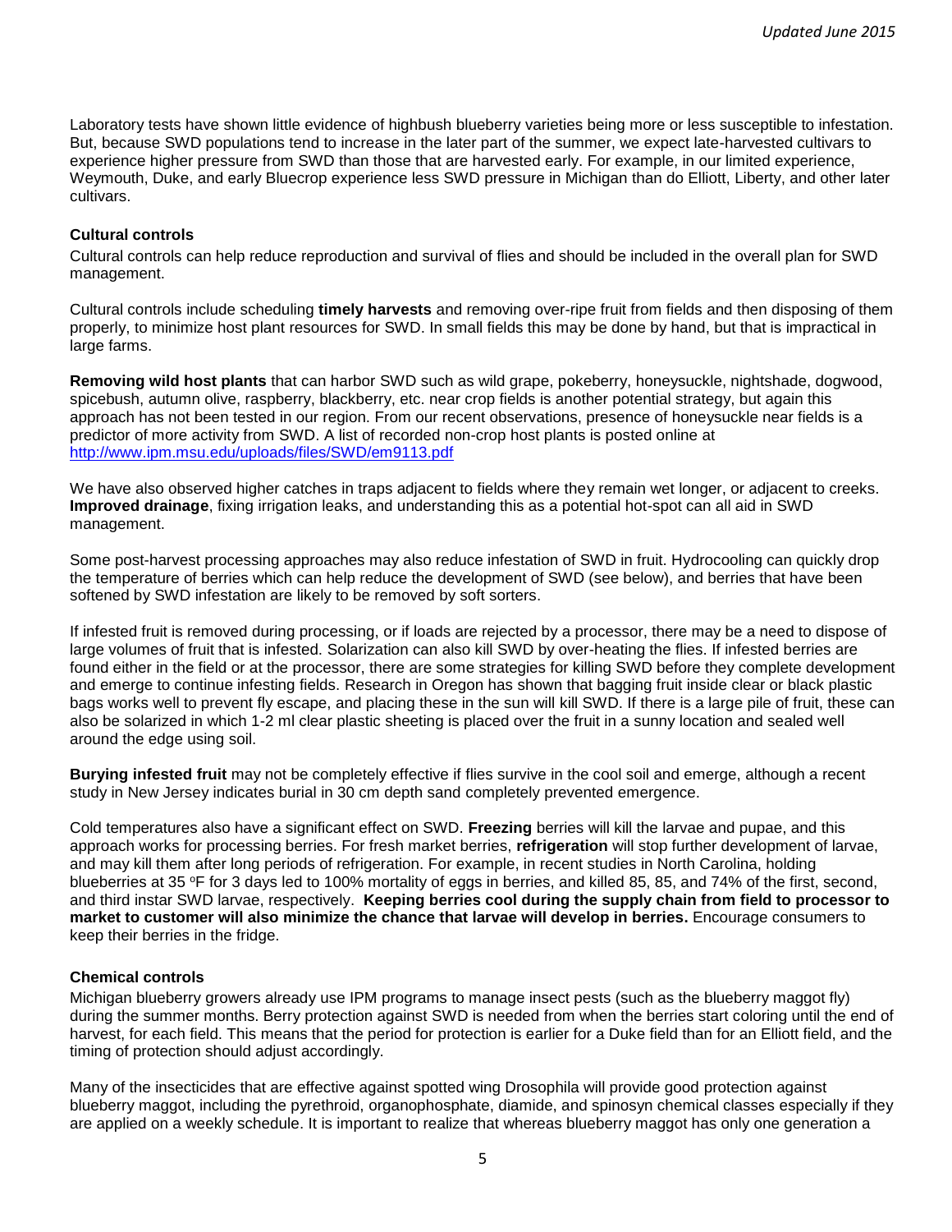Laboratory tests have shown little evidence of highbush blueberry varieties being more or less susceptible to infestation. But, because SWD populations tend to increase in the later part of the summer, we expect late-harvested cultivars to experience higher pressure from SWD than those that are harvested early. For example, in our limited experience, Weymouth, Duke, and early Bluecrop experience less SWD pressure in Michigan than do Elliott, Liberty, and other later cultivars.

### Cultural controls

Cultural controls can help reduce reproduction and survival of flies and should be included in the overall plan for SWD management.

Cultural controls include scheduling **timely harvests** and removing over-ripe fruit from fields and then disposing of them properly, to minimize host plant resources for SWD. In small fields this may be done by hand, but that is impractical in large farms.

**Removing wild host plants** that can harbor SWD such as wild grape, pokeberry, honeysuckle, nightshade, dogwood, spicebush, autumn olive, raspberry, blackberry, etc. near crop fields is another potential strategy, but again this approach has not been tested in our region. From our recent observations, presence of honeysuckle near fields is a predictor of more activity from SWD. A list of recorded non-crop host plants is posted online at http://www.ipm.msu.edu/uploads/files/SWD/em9113.pdf

We have also observed higher catches in traps adjacent to fields where they remain wet longer, or adjacent to creeks. **Improved drainage**, fixing irrigation leaks, and understanding this as a potential hot-spot can all aid in SWD management.

Some post-harvest processing approaches may also reduce infestation of SWD in fruit. Hydrocooling can quickly drop the temperature of berries which can help reduce the development of SWD (see below), and berries that have been softened by SWD infestation are likely to be removed by soft sorters.

If infested fruit is removed during processing, or if loads are rejected by a processor, there may be a need to dispose of large volumes of fruit that is infested. Solarization can also kill SWD by over-heating the flies. If infested berries are found either in the field or at the processor, there are some strategies for killing SWD before they complete development and emerge to continue infesting fields. Research in Oregon has shown that bagging fruit inside clear or black plastic bags works well to prevent fly escape, and placing these in the sun will kill SWD. If there is a large pile of fruit, these can also be solarized in which 1-2 ml clear plastic sheeting is placed over the fruit in a sunny location and sealed well around the edge using soil.

**Burying infested fruit** may not be completely effective if flies survive in the cool soil and emerge, although a recent study in New Jersey indicates burial in 30 cm depth sand completely prevented emergence.

Cold temperatures also have a significant effect on SWD. **Freezing** berries will kill the larvae and pupae, and this approach works for processing berries. For fresh market berries, **refrigeration** will stop further development of larvae, and may kill them after long periods of refrigeration. For example, in recent studies in North Carolina, holding blueberries at 35 ºF for 3 days led to 100% mortality of eggs in berries, and killed 85, 85, and 74% of the first, second, and third instar SWD larvae, respectively. **Keeping berries cool during the supply chain from field to processor to market to customer will also minimize the chance that larvae will develop in berries.** Encourage consumers to keep their berries in the fridge.

### Chemical controls

Michigan blueberry growers already use IPM programs to manage insect pests (such as the blueberry maggot fly) during the summer months. Berry protection against SWD is needed from when the berries start coloring until the end of harvest, for each field. This means that the period for protection is earlier for a Duke field than for an Elliott field, and the timing of protection should adjust accordingly.

Many of the insecticides that are effective against spotted wing Drosophila will provide good protection against blueberry maggot, including the pyrethroid, organophosphate, diamide, and spinosyn chemical classes especially if they are applied on a weekly schedule. It is important to realize that whereas blueberry maggot has only one generation a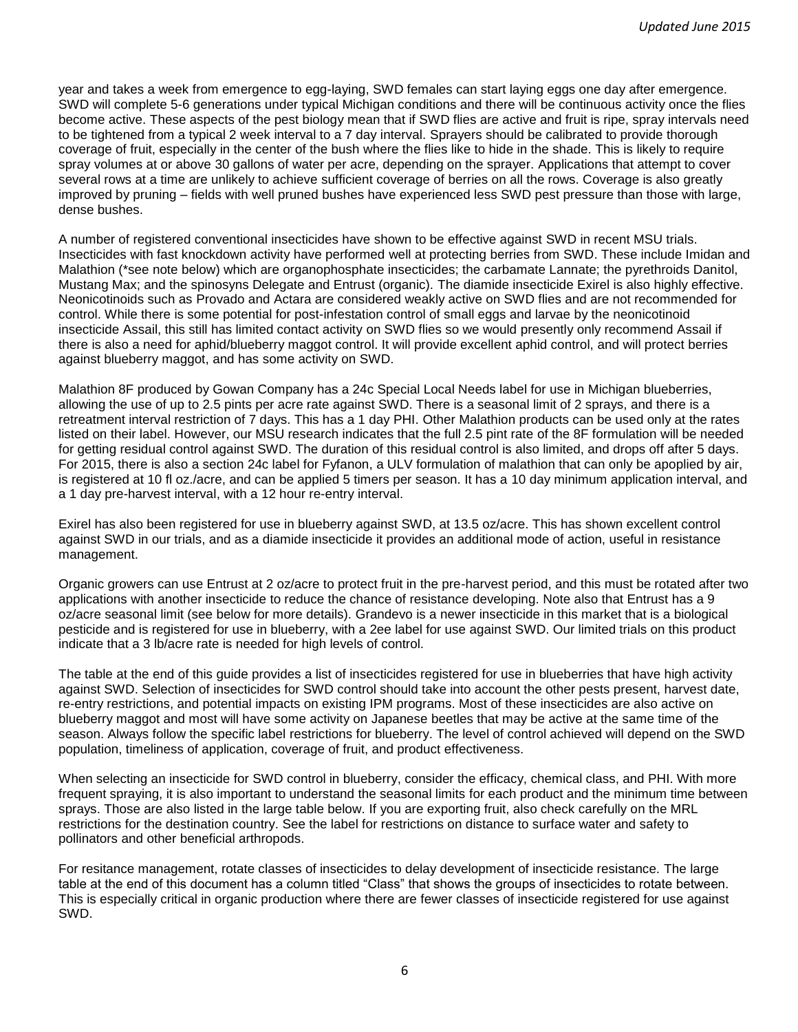year and takes a week from emergence to egg-laying, SWD females can start laying eggs one day after emergence. SWD will complete 5-6 generations under typical Michigan conditions and there will be continuous activity once the flies become active. These aspects of the pest biology mean that if SWD flies are active and fruit is ripe, spray intervals need to be tightened from a typical 2 week interval to a 7 day interval. Sprayers should be calibrated to provide thorough coverage of fruit, especially in the center of the bush where the flies like to hide in the shade. This is likely to require spray volumes at or above 30 gallons of water per acre, depending on the sprayer. Applications that attempt to cover several rows at a time are unlikely to achieve sufficient coverage of berries on all the rows. Coverage is also greatly improved by pruning – fields with well pruned bushes have experienced less SWD pest pressure than those with large, dense bushes.

A number of registered conventional insecticides have shown to be effective against SWD in recent MSU trials. Insecticides with fast knockdown activity have performed well at protecting berries from SWD. These include Imidan and Malathion (*see note below) which are organophosphate insecticides; the carbamate Lannate; the pyrethroids Danitol, Mustang Max; and the spinosyns Delegate and Entrust (organic). The diamide insecticide Exirel is also highly effective. Neonicotinoids such as Provado and Actara are considered weakly active on SWD flies and are not recommended for control. While there is some potential for post-infestation control of small eggs and larvae by the neonicotinoid insecticide Assail, this still has limited contact activity on SWD flies so we would presently only recommend Assail if there is also a need for aphid/blueberry maggot control. It will provide excellent aphid control, and will protect berries against blueberry maggot, and has some activity on SWD.

Malathion 8F produced by Gowan Company has a 24c Special Local Needs label for use in Michigan blueberries, allowing the use of up to 2.5 pints per acre rate against SWD. There is a seasonal limit of 2 sprays, and there is a retreatment interval restriction of 7 days. This has a 1 day PHI. Other Malathion products can be used only at the rates listed on their label. However, our MSU research indicates that the full 2.5 pint rate of the 8F formulation will be needed for getting residual control against SWD. The duration of this residual control is also limited, and drops off after 5 days. For 2015, there is also a section 24c label for Fyfanon, a ULV formulation of malathion that can only be apoplied by air, is registered at 10 fl oz./acre, and can be applied 5 timers per season. It has a 10 day minimum application interval, and a 1 day pre-harvest interval, with a 12 hour re-entry interval.

Exirel has also been registered for use in blueberry against SWD, at 13.5 oz/acre. This has shown excellent control against SWD in our trials, and as a diamide insecticide it provides an additional mode of action, useful in resistance management.

Organic growers can use Entrust at 2 oz/acre to protect fruit in the pre-harvest period, and this must be rotated after two applications with another insecticide to reduce the chance of resistance developing. Note also that Entrust has a 9 oz/acre seasonal limit (see below for more details). Grandevo is a newer insecticide in this market that is a biological pesticide and is registered for use in blueberry, with a 2ee label for use against SWD. Our limited trials on this product indicate that a 3 lb/acre rate is needed for high levels of control.

The table at the end of this guide provides a list of insecticides registered for use in blueberries that have high activity against SWD. Selection of insecticides for SWD control should take into account the other pests present, harvest date, re-entry restrictions, and potential impacts on existing IPM programs. Most of these insecticides are also active on blueberry maggot and most will have some activity on Japanese beetles that may be active at the same time of the season. Always follow the specific label restrictions for blueberry. The level of control achieved will depend on the SWD population, timeliness of application, coverage of fruit, and product effectiveness.

When selecting an insecticide for SWD control in blueberry, consider the efficacy, chemical class, and PHI. With more frequent spraying, it is also important to understand the seasonal limits for each product and the minimum time between sprays. Those are also listed in the large table below. If you are exporting fruit, also check carefully on the MRL restrictions for the destination country. See the label for restrictions on distance to surface water and safety to pollinators and other beneficial arthropods.

For resitance management, rotate classes of insecticides to delay development of insecticide resistance. The large table at the end of this document has a column titled "Class" that shows the groups of insecticides to rotate between. This is especially critical in organic production where there are fewer classes of insecticide registered for use against SWD.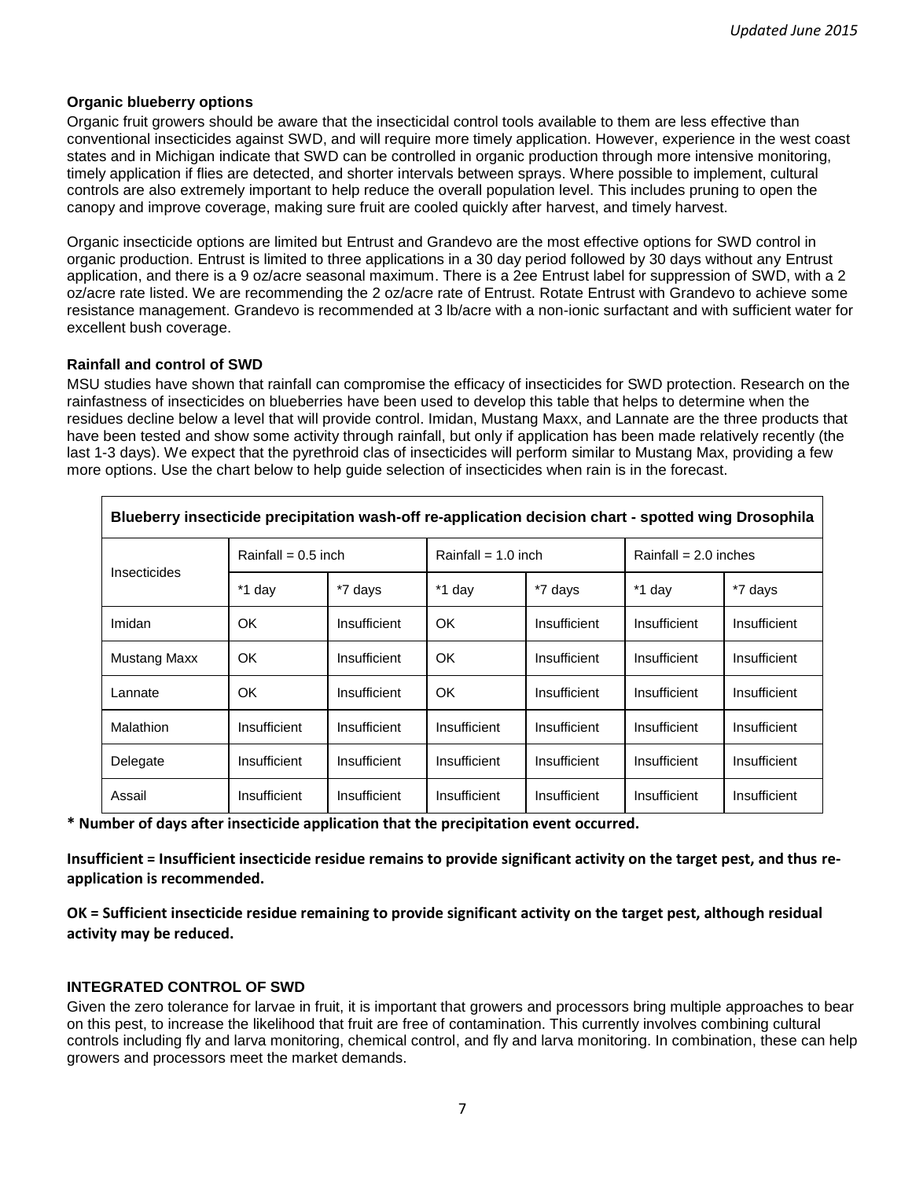**Organic blueberry options**

Organic fruit growers should be aware that the insecticidal control tools available to them are less effective than conventional insecticides against SWD, and will require more timely application. However, experience in the west coast states and in Michigan indicate that SWD can be controlled in organic production through more intensive monitoring, timely application if flies are detected, and shorter intervals between sprays. Where possible to implement, cultural controls are also extremely important to help reduce the overall population level. This includes pruning to open the canopy and improve coverage, making sure fruit are cooled quickly after harvest, and timely harvest.

Organic insecticide options are limited but Entrust and Grandevo are the most effective options for SWD control in organic production. Entrust is limited to three applications in a 30 day period followed by 30 days without any Entrust application, and there is a 9 oz/acre seasonal maximum. There is a 2ee Entrust label for suppression of SWD, with a 2 oz/acre rate listed. We are recommending the 2 oz/acre rate of Entrust. Rotate Entrust with Grandevo to achieve some resistance management. Grandevo is recommended at 3 lb/acre with a non-ionic surfactant and with sufficient water for excellent bush coverage.

**Rainfall and control of SWD**

MSU studies have shown that rainfall can compromise the efficacy of insecticides for SWD protection. Research on the rainfastness of insecticides on blueberries have been used to develop this table that helps to determine when the residues decline below a level that will provide control. Imidan, Mustang Maxx, and Lannate are the three products that have been tested and show some activity through rainfall, but only if application has been made relatively recently (the last 1-3 days). We expect that the pyrethroid clas of insecticides will perform similar to Mustang Max, providing a few more options. Use the chart below to help guide selection of insecticides when rain is in the forecast.

**Blueberry insecticide precipitation wash-off re-application decision chart - spotted wing Drosophila**

| Insecticides | Rainfall = 0.5 inch | | Rainfall = 1.0 inch | | Rainfall = 2.0 inches | |
|---|---|---|---|---|---|---|
| | *1 day | *7 days | *1 day | *7 days | *1 day | *7 days |
| Imidan | OK | Insufficient | OK | Insufficient | Insufficient | Insufficient |
| Mustang Maxx | OK | Insufficient | OK | Insufficient | Insufficient | Insufficient |
| Lannate | OK | Insufficient | OK | Insufficient | Insufficient | Insufficient |
| Malathion | Insufficient | Insufficient | Insufficient | Insufficient | Insufficient | Insufficient |
| Delegate | Insufficient | Insufficient | Insufficient | Insufficient | Insufficient | Insufficient |
| Assail | Insufficient | Insufficient | Insufficient | Insufficient | Insufficient | Insufficient |

**\* Number of days after insecticide application that the precipitation event occurred.**

**Insufficient = Insufficient insecticide residue remains to provide significant activity on the target pest, and thus re-application is recommended.**

**OK = Sufficient insecticide residue remaining to provide significant activity on the target pest, although residual activity may be reduced.**

**INTEGRATED CONTROL OF SWD**

Given the zero tolerance for larvae in fruit, it is important that growers and processors bring multiple approaches to bear on this pest, to increase the likelihood that fruit are free of contamination. This currently involves combining cultural controls including fly and larva monitoring, chemical control, and fly and larva monitoring. In combination, these can help growers and processors meet the market demands.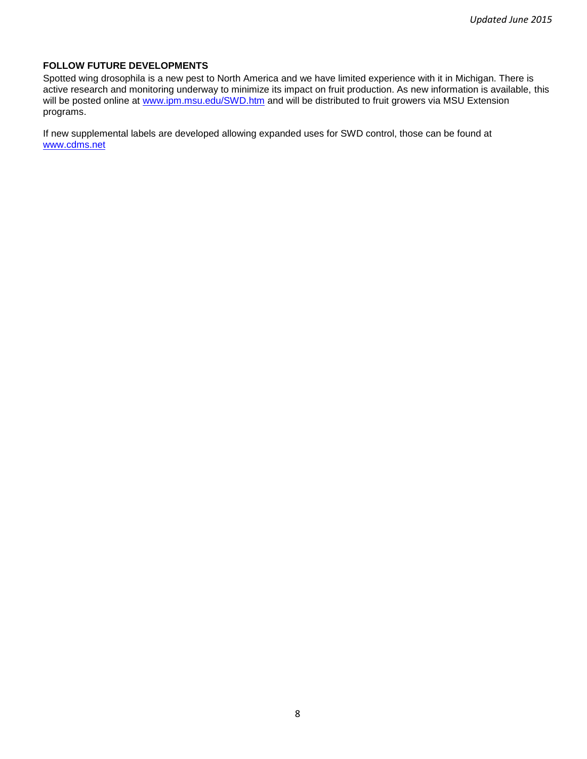## FOLLOW FUTURE DEVELOPMENTS

Spotted wing drosophila is a new pest to North America and we have limited experience with it in Michigan. There is active research and monitoring underway to minimize its impact on fruit production. As new information is available, this will be posted online at www.ipm.msu.edu/SWD.htm and will be distributed to fruit growers via MSU Extension programs.

If new supplemental labels are developed allowing expanded uses for SWD control, those can be found at www.cdms.net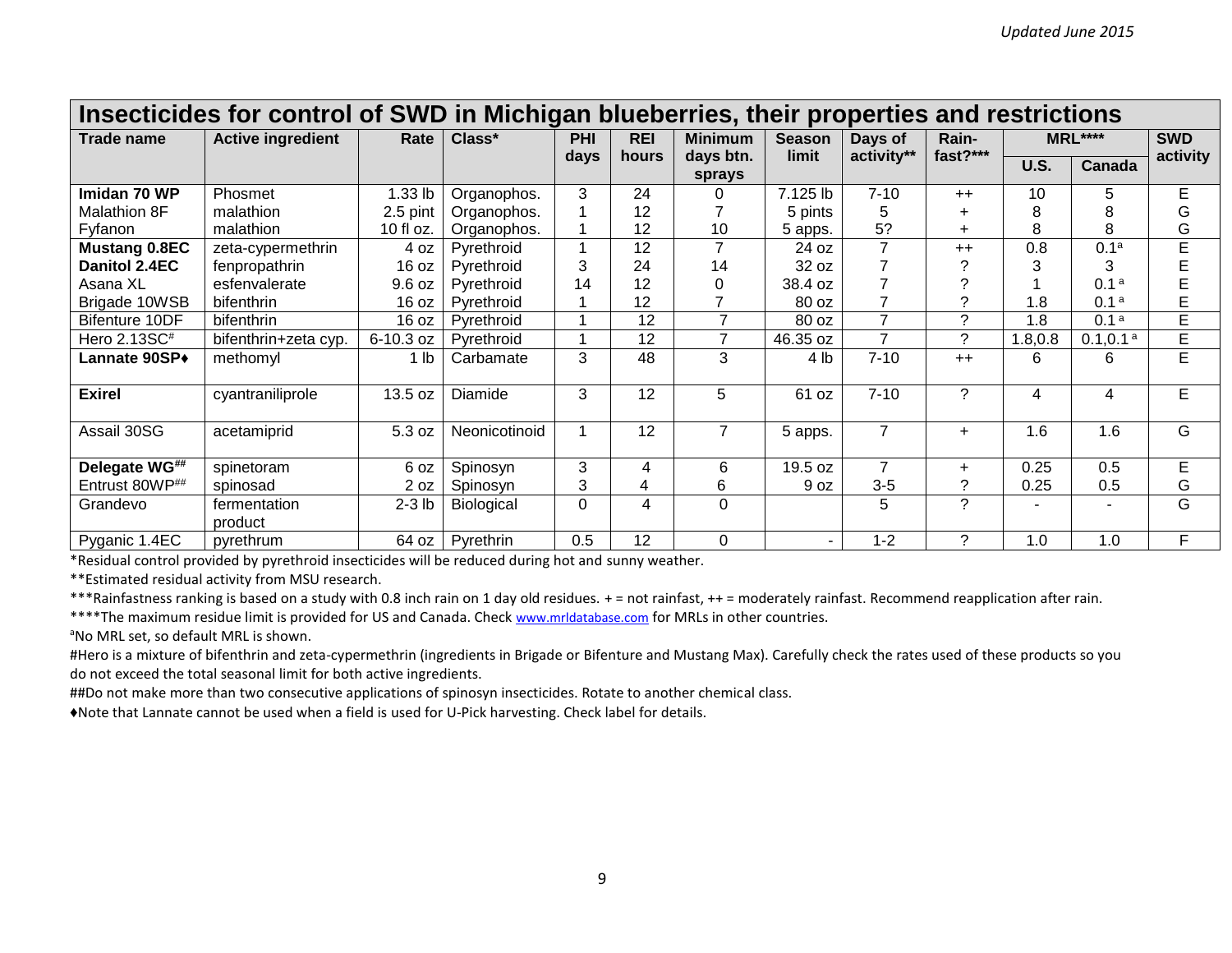*Updated June 2015*

# Insecticides for control of SWD in Michigan blueberries, their properties and restrictions

| Trade name | Active ingredient | Rate | Class* | PHI days | REI hours | Minimum days btn. sprays | Season limit | Days of activity** | Rain-fast?*** | MRL**** | | SWD activity |
|---|---|---|---|---|---|---|---|---|---|---|---|---|
| | | | | | | | | | | U.S. | Canada | |
| **Imidan 70 WP** | Phosmet | 1.33 lb | Organophos. | 3 | 24 | 0 | 7.125 lb | 7-10 | ++ | 10 | 5 | E |
| Malathion 8F | malathion | 2.5 pint | Organophos. | 1 | 12 | 7 | 5 pints | 5 | + | 8 | 8 | G |
| Fyfanon | malathion | 10 fl oz. | Organophos. | 1 | 12 | 10 | 5 apps. | 5? | + | 8 | 8 | G |
| **Mustang 0.8EC** | zeta-cypermethrin | 4 oz | Pyrethroid | 1 | 12 | 7 | 24 oz | 7 | ++ | 0.8 | 0.1[a] | E |
| **Danitol 2.4EC** | fenpropathrin | 16 oz | Pyrethroid | 3 | 24 | 14 | 32 oz | 7 | ? | 3 | 3 | E |
| Asana XL | esfenvalerate | 9.6 oz | Pyrethroid | 14 | 12 | 0 | 38.4 oz | 7 | ? | 1 | 0.1[a] | E |
| Brigade 10WSB | bifenthrin | 16 oz | Pyrethroid | 1 | 12 | 7 | 80 oz | 7 | ? | 1.8 | 0.1[a] | E |
| Bifenture 10DF | bifenthrin | 16 oz | Pyrethroid | 1 | 12 | 7 | 80 oz | 7 | ? | 1.8 | 0.1[a] | E |
| Hero 2.13SC# | bifenthrin+zeta cyp. | 6-10.3 oz | Pyrethroid | 1 | 12 | 7 | 46.35 oz | 7 | ? | 1.8,0.8 | 0.1,0.1[a] | E |
| **Lannate 90SP♦** | methomyl | 1 lb | Carbamate | 3 | 48 | 3 | 4 lb | 7-10 | ++ | 6 | 6 | E |
| **Exirel** | cyantraniliprole | 13.5 oz | Diamide | 3 | 12 | 5 | 61 oz | 7-10 | ? | 4 | 4 | E |
| Assail 30SG | acetamiprid | 5.3 oz | Neonicotinoid | 1 | 12 | 7 | 5 apps. | 7 | + | 1.6 | 1.6 | G |
| **Delegate WG##** | spinetoram | 6 oz | Spinosyn | 3 | 4 | 6 | 19.5 oz | 7 | + | 0.25 | 0.5 | E |
| Entrust 80WP## | spinosad | 2 oz | Spinosyn | 3 | 4 | 6 | 9 oz | 3-5 | ? | 0.25 | 0.5 | G |
| Grandevo | fermentation product | 2-3 lb | Biological | 0 | 4 | 0 | | 5 | ? | - | - | G |
| Pyganic 1.4EC | pyrethrum | 64 oz | Pyrethrin | 0.5 | 12 | 0 | - | 1-2 | ? | 1.0 | 1.0 | F |

*Residual control provided by pyrethroid insecticides will be reduced during hot and sunny weather.

**Estimated residual activity from MSU research.

***Rainfastness ranking is based on a study with 0.8 inch rain on 1 day old residues. + = not rainfast, ++ = moderately rainfast. Recommend reapplication after rain.

****The maximum residue limit is provided for US and Canada. Check www.mrldatabase.com for MRLs in other countries.

[a]No MRL set, so default MRL is shown.

#Hero is a mixture of bifenthrin and zeta-cypermethrin (ingredients in Brigade or Bifenture and Mustang Max). Carefully check the rates used of these products so you do not exceed the total seasonal limit for both active ingredients.

##Do not make more than two consecutive applications of spinosyn insecticides. Rotate to another chemical class.

♦Note that Lannate cannot be used when a field is used for U-Pick harvesting. Check label for details.